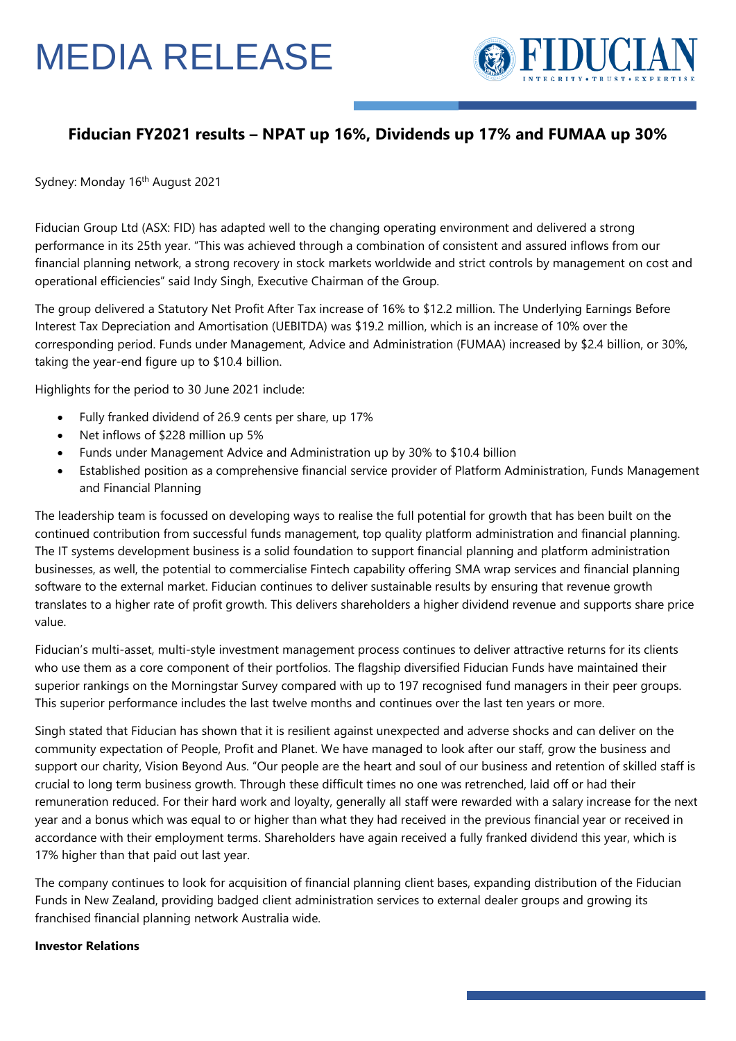# MEDIA RELEASE

FIDUCIAN
INTEGRITY • TRUST • EXPERTISE

## Fiducian FY2021 results – NPAT up 16%, Dividends up 17% and FUMAA up 30%

Sydney: Monday 16th August 2021

Fiducian Group Ltd (ASX: FID) has adapted well to the changing operating environment and delivered a strong performance in its 25th year. "This was achieved through a combination of consistent and assured inflows from our financial planning network, a strong recovery in stock markets worldwide and strict controls by management on cost and operational efficiencies" said Indy Singh, Executive Chairman of the Group.

The group delivered a Statutory Net Profit After Tax increase of 16% to $12.2 million. The Underlying Earnings Before Interest Tax Depreciation and Amortisation (UEBITDA) was $19.2 million, which is an increase of 10% over the corresponding period. Funds under Management, Advice and Administration (FUMAA) increased by $2.4 billion, or 30%, taking the year-end figure up to $10.4 billion.

Highlights for the period to 30 June 2021 include:

- Fully franked dividend of 26.9 cents per share, up 17%
- Net inflows of $228 million up 5%
- Funds under Management Advice and Administration up by 30% to $10.4 billion
- Established position as a comprehensive financial service provider of Platform Administration, Funds Management and Financial Planning

The leadership team is focussed on developing ways to realise the full potential for growth that has been built on the continued contribution from successful funds management, top quality platform administration and financial planning. The IT systems development business is a solid foundation to support financial planning and platform administration businesses, as well, the potential to commercialise Fintech capability offering SMA wrap services and financial planning software to the external market. Fiducian continues to deliver sustainable results by ensuring that revenue growth translates to a higher rate of profit growth. This delivers shareholders a higher dividend revenue and supports share price value.

Fiducian's multi-asset, multi-style investment management process continues to deliver attractive returns for its clients who use them as a core component of their portfolios. The flagship diversified Fiducian Funds have maintained their superior rankings on the Morningstar Survey compared with up to 197 recognised fund managers in their peer groups. This superior performance includes the last twelve months and continues over the last ten years or more.

Singh stated that Fiducian has shown that it is resilient against unexpected and adverse shocks and can deliver on the community expectation of People, Profit and Planet. We have managed to look after our staff, grow the business and support our charity, Vision Beyond Aus. "Our people are the heart and soul of our business and retention of skilled staff is crucial to long term business growth. Through these difficult times no one was retrenched, laid off or had their remuneration reduced. For their hard work and loyalty, generally all staff were rewarded with a salary increase for the next year and a bonus which was equal to or higher than what they had received in the previous financial year or received in accordance with their employment terms. Shareholders have again received a fully franked dividend this year, which is 17% higher than that paid out last year.

The company continues to look for acquisition of financial planning client bases, expanding distribution of the Fiducian Funds in New Zealand, providing badged client administration services to external dealer groups and growing its franchised financial planning network Australia wide.

**Investor Relations**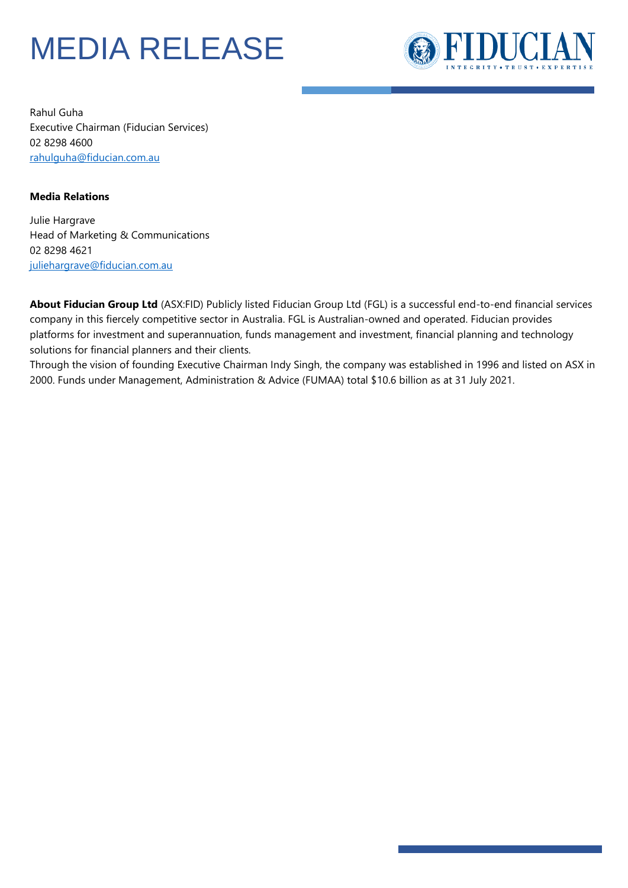# MEDIA RELEASE

Rahul Guha
Executive Chairman (Fiducian Services)
02 8298 4600
rahulguha@fiducian.com.au

**Media Relations**

Julie Hargrave
Head of Marketing & Communications
02 8298 4621
juliehargrave@fiducian.com.au

**About Fiducian Group Ltd** (ASX:FID) Publicly listed Fiducian Group Ltd (FGL) is a successful end-to-end financial services company in this fiercely competitive sector in Australia. FGL is Australian-owned and operated. Fiducian provides platforms for investment and superannuation, funds management and investment, financial planning and technology solutions for financial planners and their clients.
Through the vision of founding Executive Chairman Indy Singh, the company was established in 1996 and listed on ASX in 2000. Funds under Management, Administration & Advice (FUMAA) total $10.6 billion as at 31 July 2021.